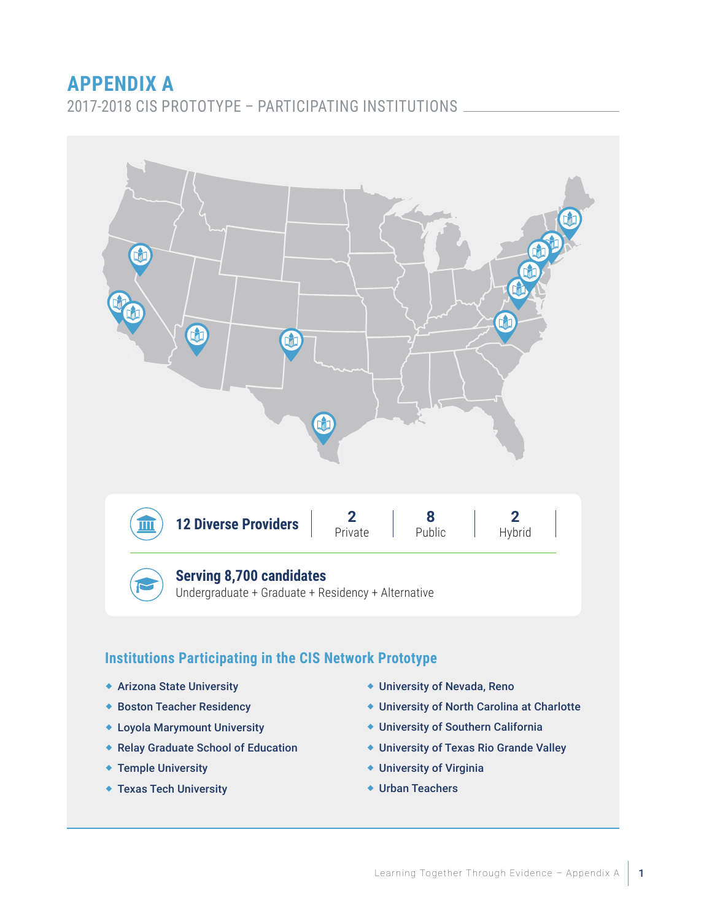# APPENDIX A

## 2017-2018 CIS PROTOTYPE – PARTICIPATING INSTITUTIONS

**12 Diverse Providers**

| 2 | 8 | 2 |
|---|---|---|
| Private | Public | Hybrid |

**Serving 8,700 candidates**

Undergraduate + Graduate + Residency + Alternative

### Institutions Participating in the CIS Network Prototype

- Arizona State University
- Boston Teacher Residency
- Loyola Marymount University
- Relay Graduate School of Education
- Temple University
- Texas Tech University
- University of Nevada, Reno
- University of North Carolina at Charlotte
- University of Southern California
- University of Texas Rio Grande Valley
- University of Virginia
- Urban Teachers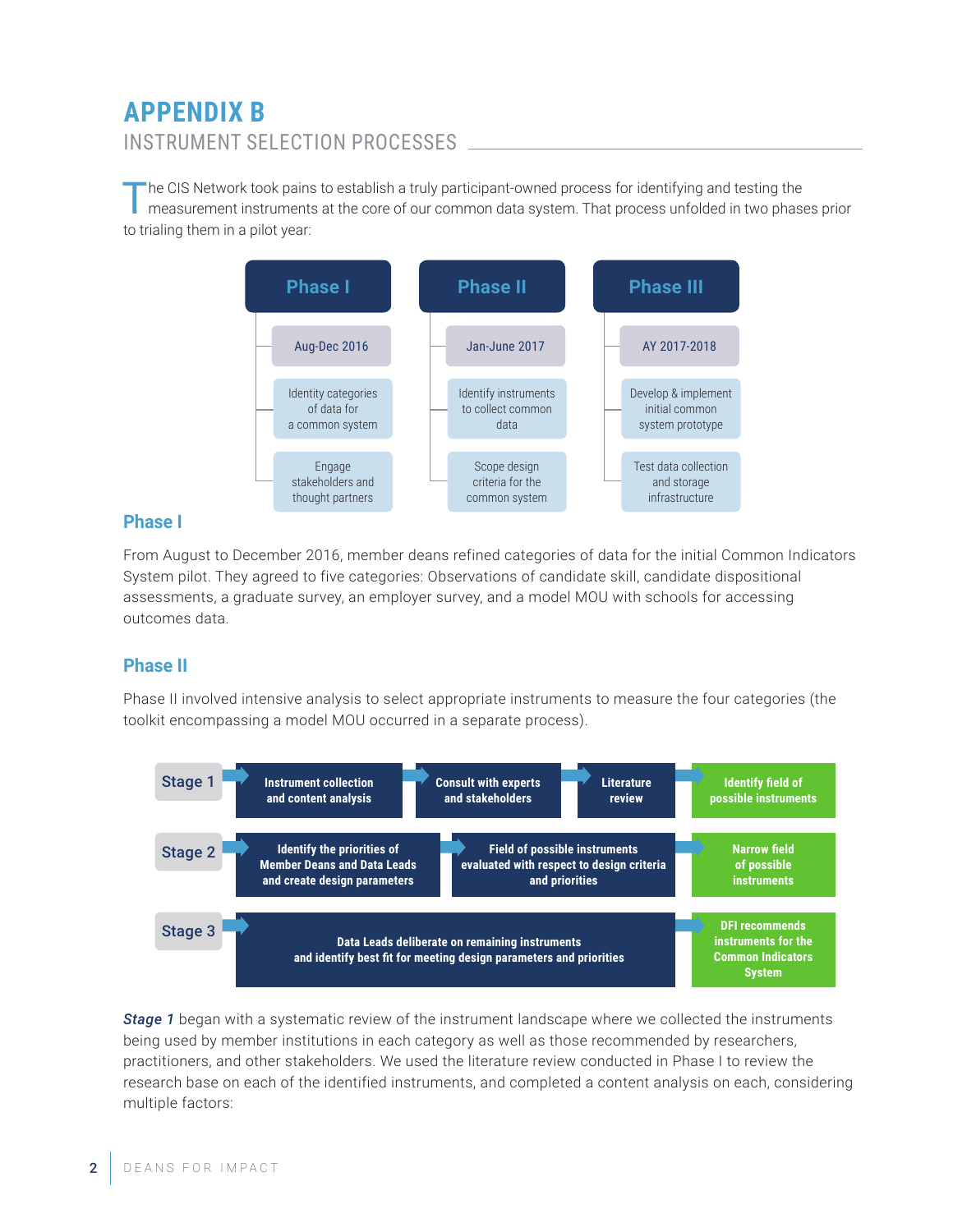# APPENDIX B

## INSTRUMENT SELECTION PROCESSES

The CIS Network took pains to establish a truly participant-owned process for identifying and testing the measurement instruments at the core of our common data system. That process unfolded in two phases prior to trialing them in a pilot year:

| Phase I | Phase II | Phase III |
|---|---|---|
| Aug-Dec 2016 | Jan-June 2017 | AY 2017-2018 |
| Identity categories of data for a common system | Identify instruments to collect common data | Develop & implement initial common system prototype |
| Engage stakeholders and thought partners | Scope design criteria for the common system | Test data collection and storage infrastructure |

### Phase I

From August to December 2016, member deans refined categories of data for the initial Common Indicators System pilot. They agreed to five categories: Observations of candidate skill, candidate dispositional assessments, a graduate survey, an employer survey, and a model MOU with schools for accessing outcomes data.

### Phase II

Phase II involved intensive analysis to select appropriate instruments to measure the four categories (the toolkit encompassing a model MOU occurred in a separate process).

| Stage | Steps | | | Outcome |
|---|---|---|---|---|
| Stage 1 | Instrument collection and content analysis | Consult with experts and stakeholders | Literature review | Identify field of possible instruments |
| Stage 2 | Identify the priorities of Member Deans and Data Leads and create design parameters | Field of possible instruments evaluated with respect to design criteria and priorities | | Narrow field of possible instruments |
| Stage 3 | Data Leads deliberate on remaining instruments and identify best fit for meeting design parameters and priorities | | | DFI recommends instruments for the Common Indicators System |

***Stage 1*** began with a systematic review of the instrument landscape where we collected the instruments being used by member institutions in each category as well as those recommended by researchers, practitioners, and other stakeholders. We used the literature review conducted in Phase I to review the research base on each of the identified instruments, and completed a content analysis on each, considering multiple factors: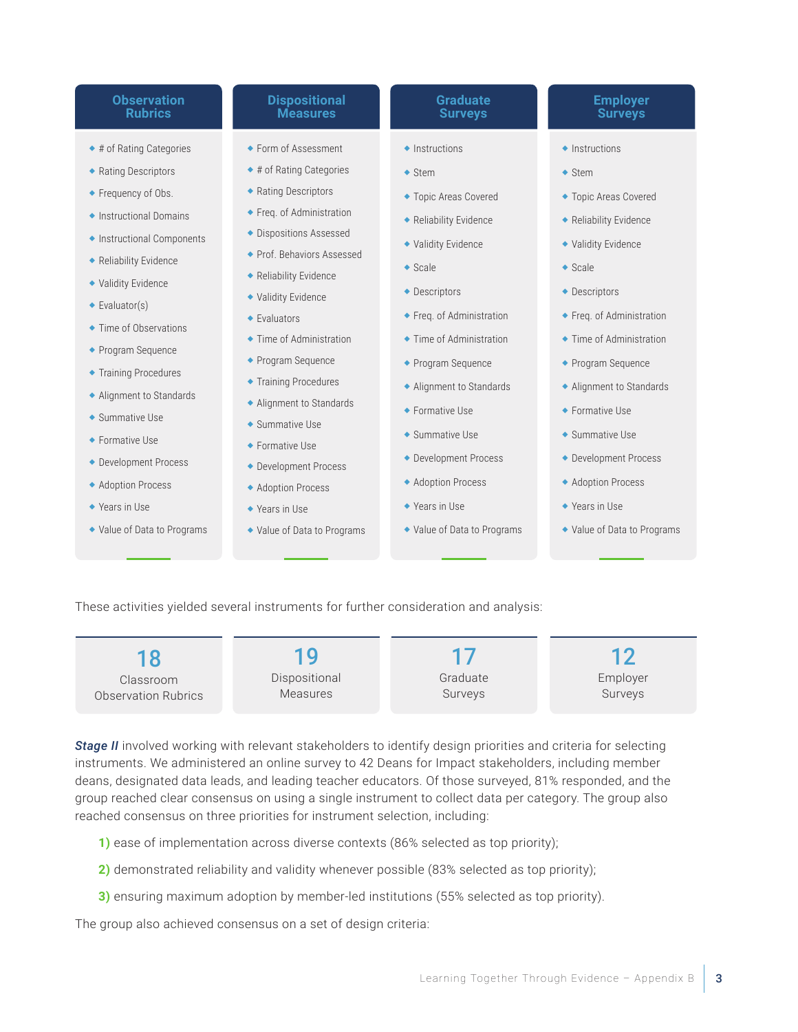### Observation Rubrics

- # of Rating Categories
- Rating Descriptors
- Frequency of Obs.
- Instructional Domains
- Instructional Components
- Reliability Evidence
- Validity Evidence
- Evaluator(s)
- Time of Observations
- Program Sequence
- Training Procedures
- Alignment to Standards
- Summative Use
- Formative Use
- Development Process
- Adoption Process
- Years in Use
- Value of Data to Programs

### Dispositional Measures

- Form of Assessment
- # of Rating Categories
- Rating Descriptors
- Freq. of Administration
- Dispositions Assessed
- Prof. Behaviors Assessed
- Reliability Evidence
- Validity Evidence
- Evaluators
- Time of Administration
- Program Sequence
- Training Procedures
- Alignment to Standards
- Summative Use
- Formative Use
- Development Process
- Adoption Process
- Years in Use
- Value of Data to Programs

### Graduate Surveys

- Instructions
- Stem
- Topic Areas Covered
- Reliability Evidence
- Validity Evidence
- Scale
- Descriptors
- Freq. of Administration
- Time of Administration
- Program Sequence
- Alignment to Standards
- Formative Use
- Summative Use
- Development Process
- Adoption Process
- Years in Use
- Value of Data to Programs

### Employer Surveys

- Instructions
- Stem
- Topic Areas Covered
- Reliability Evidence
- Validity Evidence
- Scale
- Descriptors
- Freq. of Administration
- Time of Administration
- Program Sequence
- Alignment to Standards
- Formative Use
- Summative Use
- Development Process
- Adoption Process
- Years in Use
- Value of Data to Programs

These activities yielded several instruments for further consideration and analysis:

| 18 | 19 | 17 | 12 |
|---|---|---|---|
| Classroom Observation Rubrics | Dispositional Measures | Graduate Surveys | Employer Surveys |

***Stage II*** involved working with relevant stakeholders to identify design priorities and criteria for selecting instruments. We administered an online survey to 42 Deans for Impact stakeholders, including member deans, designated data leads, and leading teacher educators. Of those surveyed, 81% responded, and the group reached clear consensus on using a single instrument to collect data per category. The group also reached consensus on three priorities for instrument selection, including:

**1)** ease of implementation across diverse contexts (86% selected as top priority);

**2)** demonstrated reliability and validity whenever possible (83% selected as top priority);

**3)** ensuring maximum adoption by member-led institutions (55% selected as top priority).

The group also achieved consensus on a set of design criteria: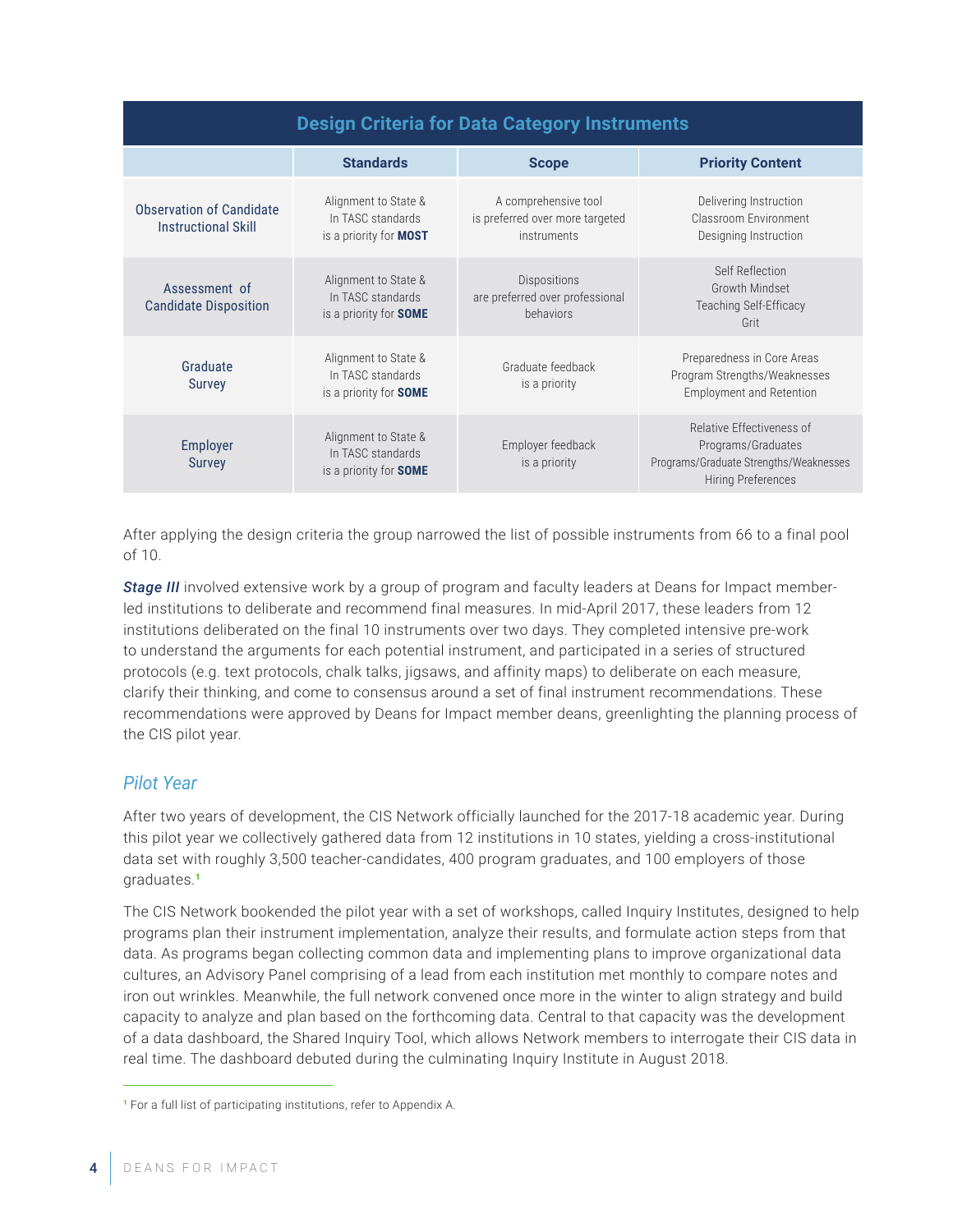| Design Criteria for Data Category Instruments | | | |
|---|---|---|---|
| | **Standards** | **Scope** | **Priority Content** |
| Observation of Candidate Instructional Skill | Alignment to State & In TASC standards is a priority for **MOST** | A comprehensive tool is preferred over more targeted instruments | Delivering Instruction<br>Classroom Environment<br>Designing Instruction |
| Assessment of Candidate Disposition | Alignment to State & In TASC standards is a priority for **SOME** | Dispositions are preferred over professional behaviors | Self Reflection<br>Growth Mindset<br>Teaching Self-Efficacy<br>Grit |
| Graduate Survey | Alignment to State & In TASC standards is a priority for **SOME** | Graduate feedback is a priority | Preparedness in Core Areas<br>Program Strengths/Weaknesses<br>Employment and Retention |
| Employer Survey | Alignment to State & In TASC standards is a priority for **SOME** | Employer feedback is a priority | Relative Effectiveness of Programs/Graduates<br>Programs/Graduate Strengths/Weaknesses<br>Hiring Preferences |

After applying the design criteria the group narrowed the list of possible instruments from 66 to a final pool of 10.

***Stage III*** involved extensive work by a group of program and faculty leaders at Deans for Impact member-led institutions to deliberate and recommend final measures. In mid-April 2017, these leaders from 12 institutions deliberated on the final 10 instruments over two days. They completed intensive pre-work to understand the arguments for each potential instrument, and participated in a series of structured protocols (e.g. text protocols, chalk talks, jigsaws, and affinity maps) to deliberate on each measure, clarify their thinking, and come to consensus around a set of final instrument recommendations. These recommendations were approved by Deans for Impact member deans, greenlighting the planning process of the CIS pilot year.

## *Pilot Year*

After two years of development, the CIS Network officially launched for the 2017-18 academic year. During this pilot year we collectively gathered data from 12 institutions in 10 states, yielding a cross-institutional data set with roughly 3,500 teacher-candidates, 400 program graduates, and 100 employers of those graduates.[1]

The CIS Network bookended the pilot year with a set of workshops, called Inquiry Institutes, designed to help programs plan their instrument implementation, analyze their results, and formulate action steps from that data. As programs began collecting common data and implementing plans to improve organizational data cultures, an Advisory Panel comprising of a lead from each institution met monthly to compare notes and iron out wrinkles. Meanwhile, the full network convened once more in the winter to align strategy and build capacity to analyze and plan based on the forthcoming data. Central to that capacity was the development of a data dashboard, the Shared Inquiry Tool, which allows Network members to interrogate their CIS data in real time. The dashboard debuted during the culminating Inquiry Institute in August 2018.

[1] For a full list of participating institutions, refer to Appendix A.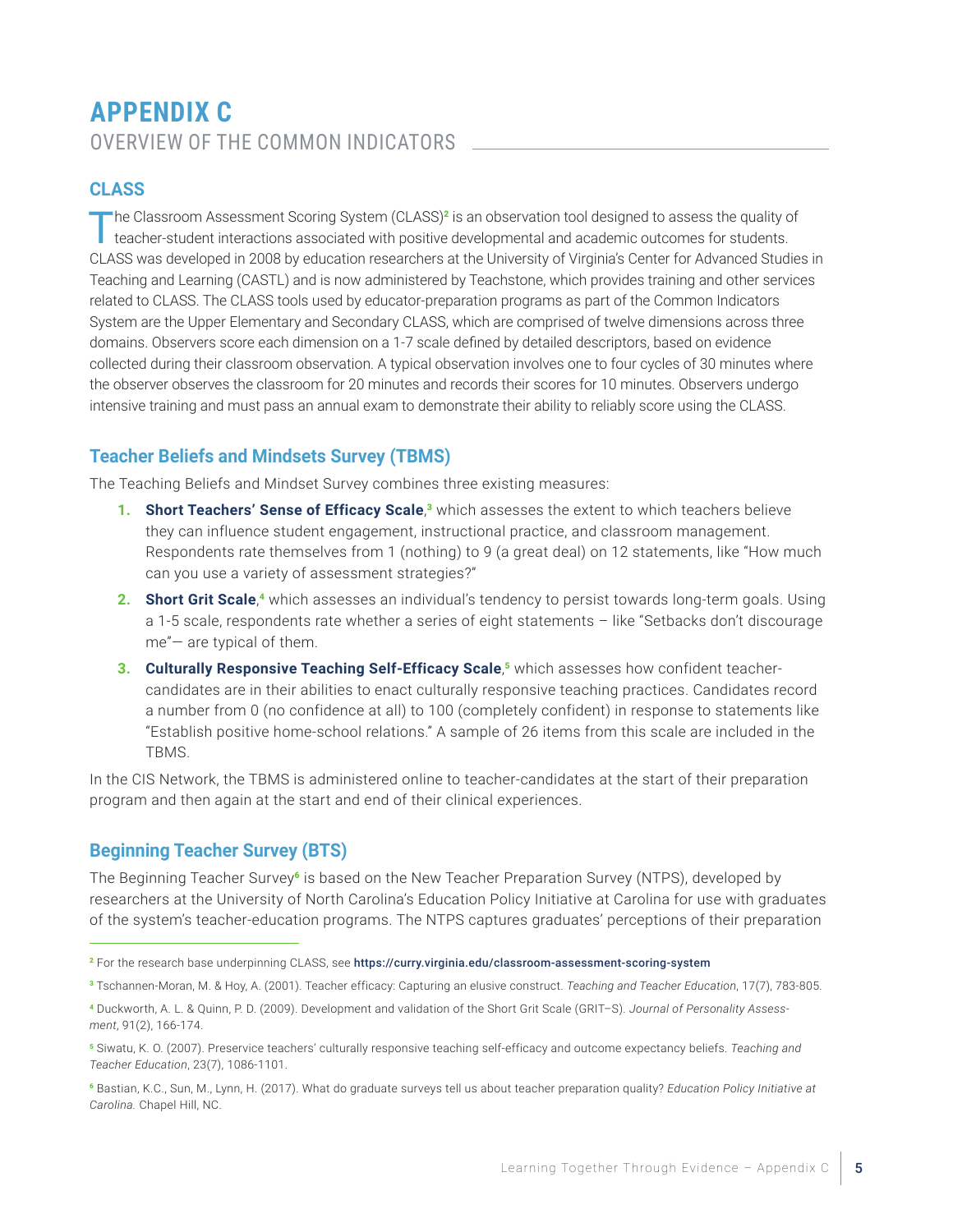# APPENDIX C

## OVERVIEW OF THE COMMON INDICATORS

### CLASS

The Classroom Assessment Scoring System (CLASS)[2] is an observation tool designed to assess the quality of teacher-student interactions associated with positive developmental and academic outcomes for students. CLASS was developed in 2008 by education researchers at the University of Virginia's Center for Advanced Studies in Teaching and Learning (CASTL) and is now administered by Teachstone, which provides training and other services related to CLASS. The CLASS tools used by educator-preparation programs as part of the Common Indicators System are the Upper Elementary and Secondary CLASS, which are comprised of twelve dimensions across three domains. Observers score each dimension on a 1-7 scale defined by detailed descriptors, based on evidence collected during their classroom observation. A typical observation involves one to four cycles of 30 minutes where the observer observes the classroom for 20 minutes and records their scores for 10 minutes. Observers undergo intensive training and must pass an annual exam to demonstrate their ability to reliably score using the CLASS.

### Teacher Beliefs and Mindsets Survey (TBMS)

The Teaching Beliefs and Mindset Survey combines three existing measures:

1. **Short Teachers' Sense of Efficacy Scale**,[3] which assesses the extent to which teachers believe they can influence student engagement, instructional practice, and classroom management. Respondents rate themselves from 1 (nothing) to 9 (a great deal) on 12 statements, like "How much can you use a variety of assessment strategies?"
2. **Short Grit Scale**,[4] which assesses an individual's tendency to persist towards long-term goals. Using a 1-5 scale, respondents rate whether a series of eight statements – like "Setbacks don't discourage me"— are typical of them.
3. **Culturally Responsive Teaching Self-Efficacy Scale**,[5] which assesses how confident teacher-candidates are in their abilities to enact culturally responsive teaching practices. Candidates record a number from 0 (no confidence at all) to 100 (completely confident) in response to statements like "Establish positive home-school relations." A sample of 26 items from this scale are included in the TBMS.

In the CIS Network, the TBMS is administered online to teacher-candidates at the start of their preparation program and then again at the start and end of their clinical experiences.

### Beginning Teacher Survey (BTS)

The Beginning Teacher Survey[6] is based on the New Teacher Preparation Survey (NTPS), developed by researchers at the University of North Carolina's Education Policy Initiative at Carolina for use with graduates of the system's teacher-education programs. The NTPS captures graduates' perceptions of their preparation

---

[2] For the research base underpinning CLASS, see **https://curry.virginia.edu/classroom-assessment-scoring-system**

[3] Tschannen-Moran, M. & Hoy, A. (2001). Teacher efficacy: Capturing an elusive construct. *Teaching and Teacher Education*, 17(7), 783-805.

[4] Duckworth, A. L. & Quinn, P. D. (2009). Development and validation of the Short Grit Scale (GRIT–S). *Journal of Personality Assessment*, 91(2), 166-174.

[5] Siwatu, K. O. (2007). Preservice teachers' culturally responsive teaching self-efficacy and outcome expectancy beliefs. *Teaching and Teacher Education*, 23(7), 1086-1101.

[6] Bastian, K.C., Sun, M., Lynn, H. (2017). What do graduate surveys tell us about teacher preparation quality? *Education Policy Initiative at Carolina.* Chapel Hill, NC.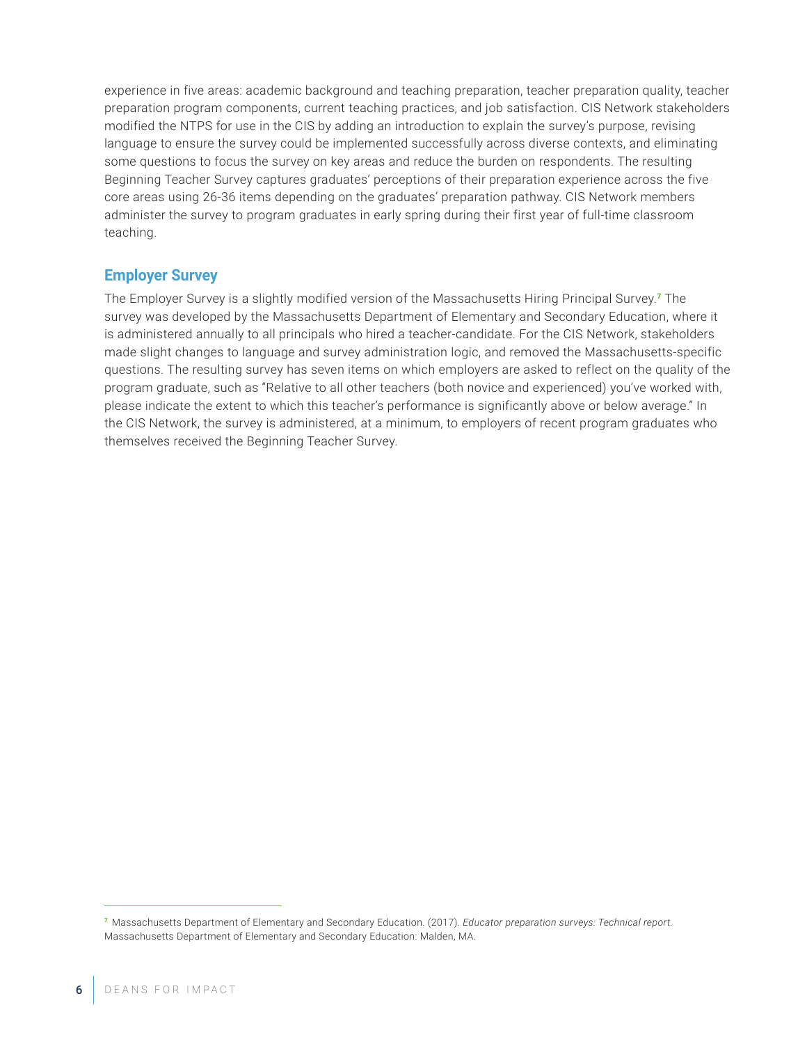experience in five areas: academic background and teaching preparation, teacher preparation quality, teacher preparation program components, current teaching practices, and job satisfaction. CIS Network stakeholders modified the NTPS for use in the CIS by adding an introduction to explain the survey's purpose, revising language to ensure the survey could be implemented successfully across diverse contexts, and eliminating some questions to focus the survey on key areas and reduce the burden on respondents. The resulting Beginning Teacher Survey captures graduates' perceptions of their preparation experience across the five core areas using 26-36 items depending on the graduates' preparation pathway. CIS Network members administer the survey to program graduates in early spring during their first year of full-time classroom teaching.

## Employer Survey

The Employer Survey is a slightly modified version of the Massachusetts Hiring Principal Survey.[7] The survey was developed by the Massachusetts Department of Elementary and Secondary Education, where it is administered annually to all principals who hired a teacher-candidate. For the CIS Network, stakeholders made slight changes to language and survey administration logic, and removed the Massachusetts-specific questions. The resulting survey has seven items on which employers are asked to reflect on the quality of the program graduate, such as "Relative to all other teachers (both novice and experienced) you've worked with, please indicate the extent to which this teacher's performance is significantly above or below average." In the CIS Network, the survey is administered, at a minimum, to employers of recent program graduates who themselves received the Beginning Teacher Survey.

---

[7] Massachusetts Department of Elementary and Secondary Education. (2017). *Educator preparation surveys: Technical report.* Massachusetts Department of Elementary and Secondary Education: Malden, MA.